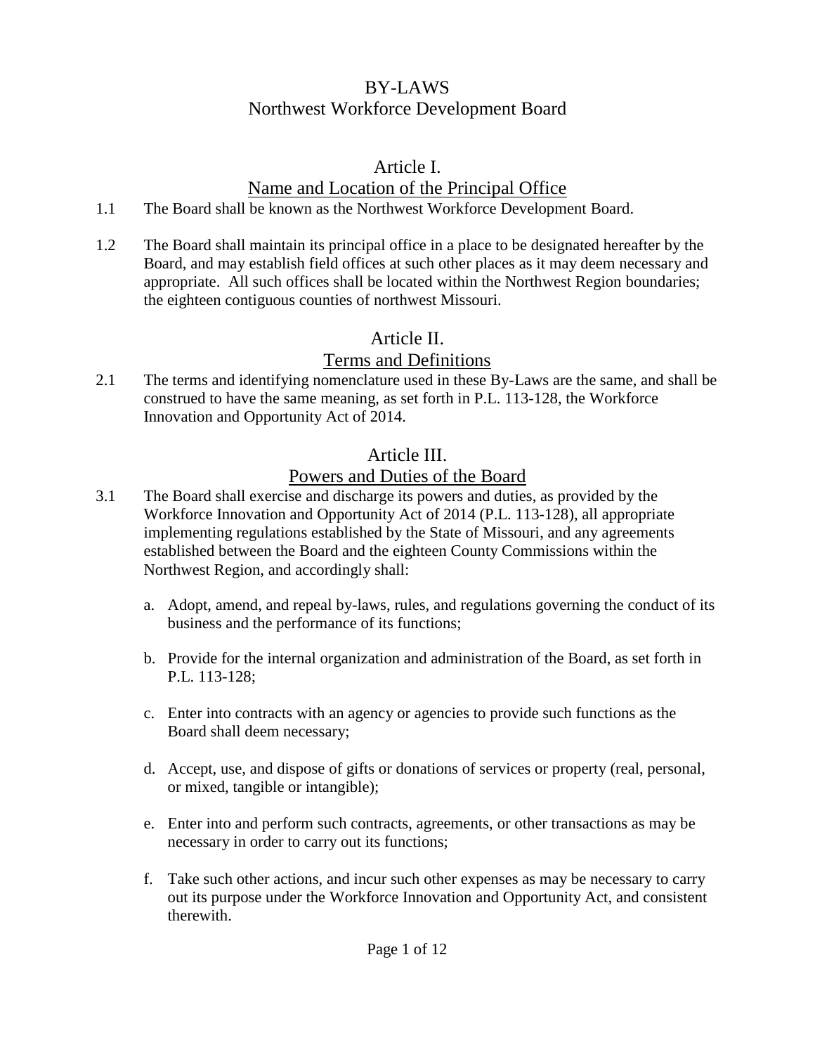# BY-LAWS
# Northwest Workforce Development Board

## Article I.
## Name and Location of the Principal Office

1.1 The Board shall be known as the Northwest Workforce Development Board.

1.2 The Board shall maintain its principal office in a place to be designated hereafter by the Board, and may establish field offices at such other places as it may deem necessary and appropriate. All such offices shall be located within the Northwest Region boundaries; the eighteen contiguous counties of northwest Missouri.

## Article II.
## Terms and Definitions

2.1 The terms and identifying nomenclature used in these By-Laws are the same, and shall be construed to have the same meaning, as set forth in P.L. 113-128, the Workforce Innovation and Opportunity Act of 2014.

## Article III.
## Powers and Duties of the Board

3.1 The Board shall exercise and discharge its powers and duties, as provided by the Workforce Innovation and Opportunity Act of 2014 (P.L. 113-128), all appropriate implementing regulations established by the State of Missouri, and any agreements established between the Board and the eighteen County Commissions within the Northwest Region, and accordingly shall:

a. Adopt, amend, and repeal by-laws, rules, and regulations governing the conduct of its business and the performance of its functions;

b. Provide for the internal organization and administration of the Board, as set forth in P.L. 113-128;

c. Enter into contracts with an agency or agencies to provide such functions as the Board shall deem necessary;

d. Accept, use, and dispose of gifts or donations of services or property (real, personal, or mixed, tangible or intangible);

e. Enter into and perform such contracts, agreements, or other transactions as may be necessary in order to carry out its functions;

f. Take such other actions, and incur such other expenses as may be necessary to carry out its purpose under the Workforce Innovation and Opportunity Act, and consistent therewith.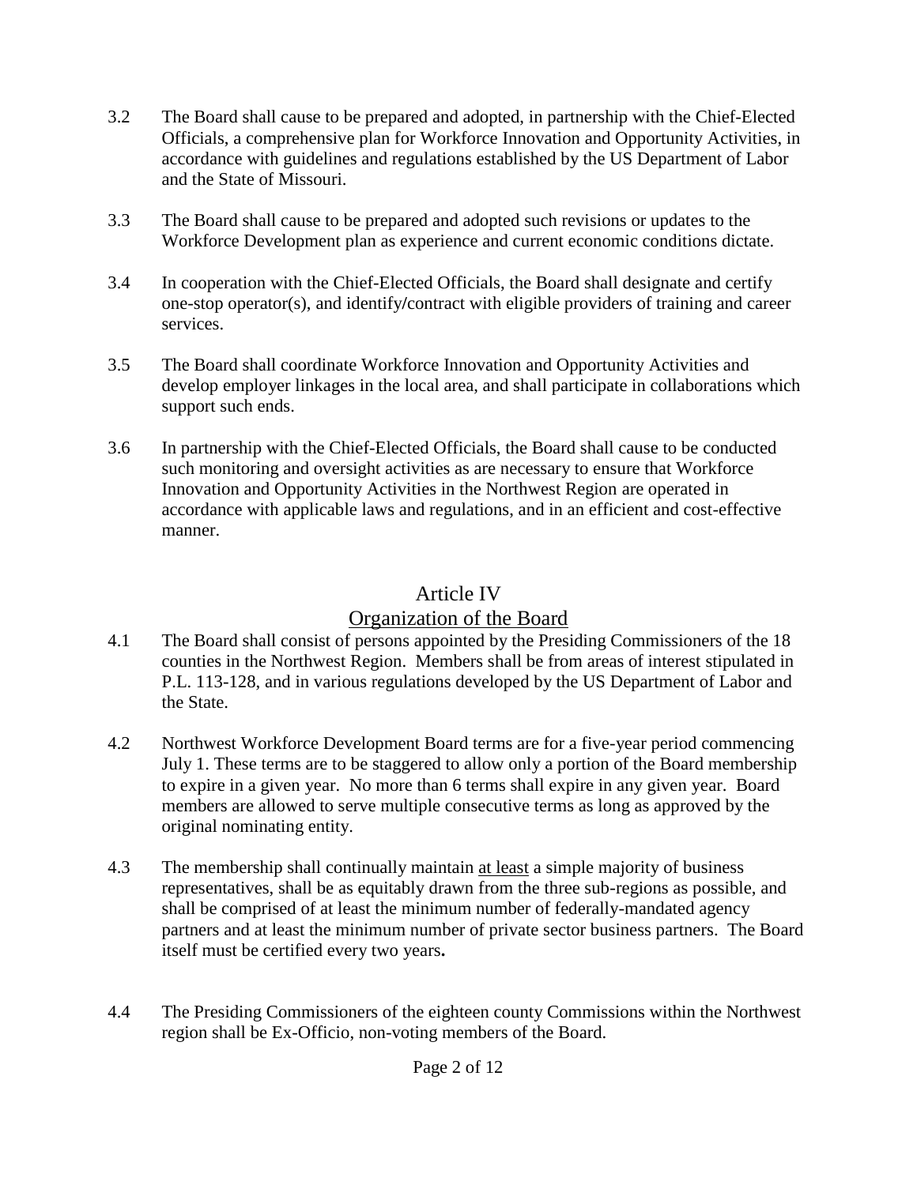3.2 The Board shall cause to be prepared and adopted, in partnership with the Chief-Elected Officials, a comprehensive plan for Workforce Innovation and Opportunity Activities, in accordance with guidelines and regulations established by the US Department of Labor and the State of Missouri.

3.3 The Board shall cause to be prepared and adopted such revisions or updates to the Workforce Development plan as experience and current economic conditions dictate.

3.4 In cooperation with the Chief-Elected Officials, the Board shall designate and certify one-stop operator(s), and identify/contract with eligible providers of training and career services.

3.5 The Board shall coordinate Workforce Innovation and Opportunity Activities and develop employer linkages in the local area, and shall participate in collaborations which support such ends.

3.6 In partnership with the Chief-Elected Officials, the Board shall cause to be conducted such monitoring and oversight activities as are necessary to ensure that Workforce Innovation and Opportunity Activities in the Northwest Region are operated in accordance with applicable laws and regulations, and in an efficient and cost-effective manner.

## Article IV
## <u>Organization of the Board</u>

4.1 The Board shall consist of persons appointed by the Presiding Commissioners of the 18 counties in the Northwest Region. Members shall be from areas of interest stipulated in P.L. 113-128, and in various regulations developed by the US Department of Labor and the State.

4.2 Northwest Workforce Development Board terms are for a five-year period commencing July 1. These terms are to be staggered to allow only a portion of the Board membership to expire in a given year. No more than 6 terms shall expire in any given year. Board members are allowed to serve multiple consecutive terms as long as approved by the original nominating entity.

4.3 The membership shall continually maintain <u>at least</u> a simple majority of business representatives, shall be as equitably drawn from the three sub-regions as possible, and shall be comprised of at least the minimum number of federally-mandated agency partners and at least the minimum number of private sector business partners. The Board itself must be certified every two years**.**

4.4 The Presiding Commissioners of the eighteen county Commissions within the Northwest region shall be Ex-Officio, non-voting members of the Board.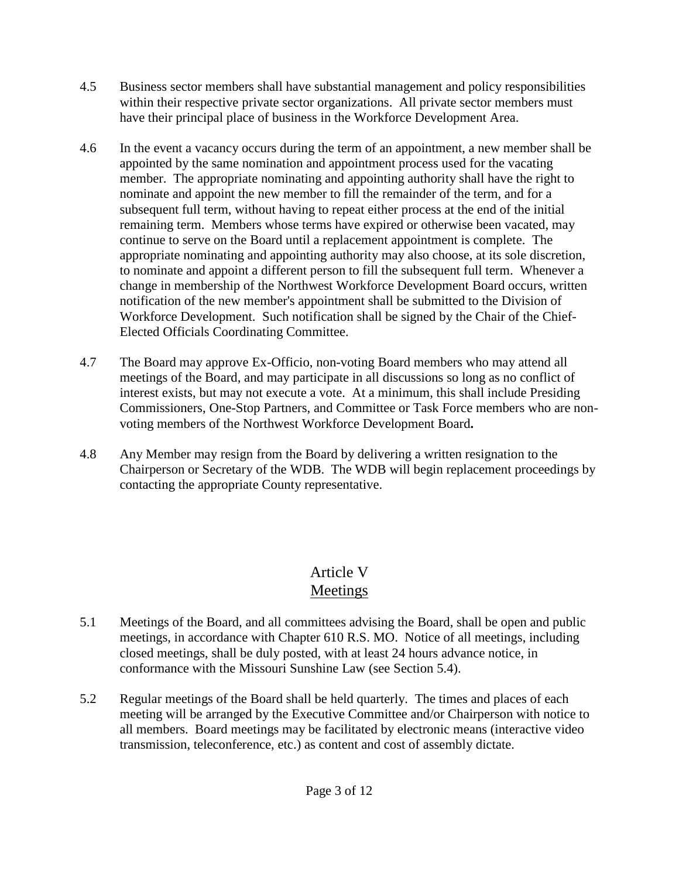4.5 Business sector members shall have substantial management and policy responsibilities within their respective private sector organizations. All private sector members must have their principal place of business in the Workforce Development Area.

4.6 In the event a vacancy occurs during the term of an appointment, a new member shall be appointed by the same nomination and appointment process used for the vacating member. The appropriate nominating and appointing authority shall have the right to nominate and appoint the new member to fill the remainder of the term, and for a subsequent full term, without having to repeat either process at the end of the initial remaining term. Members whose terms have expired or otherwise been vacated, may continue to serve on the Board until a replacement appointment is complete. The appropriate nominating and appointing authority may also choose, at its sole discretion, to nominate and appoint a different person to fill the subsequent full term. Whenever a change in membership of the Northwest Workforce Development Board occurs, written notification of the new member's appointment shall be submitted to the Division of Workforce Development. Such notification shall be signed by the Chair of the Chief-Elected Officials Coordinating Committee.

4.7 The Board may approve Ex-Officio, non-voting Board members who may attend all meetings of the Board, and may participate in all discussions so long as no conflict of interest exists, but may not execute a vote. At a minimum, this shall include Presiding Commissioners, One-Stop Partners, and Committee or Task Force members who are non-voting members of the Northwest Workforce Development Board**.**

4.8 Any Member may resign from the Board by delivering a written resignation to the Chairperson or Secretary of the WDB. The WDB will begin replacement proceedings by contacting the appropriate County representative.

## Article V
## Meetings

5.1 Meetings of the Board, and all committees advising the Board, shall be open and public meetings, in accordance with Chapter 610 R.S. MO. Notice of all meetings, including closed meetings, shall be duly posted, with at least 24 hours advance notice, in conformance with the Missouri Sunshine Law (see Section 5.4).

5.2 Regular meetings of the Board shall be held quarterly. The times and places of each meeting will be arranged by the Executive Committee and/or Chairperson with notice to all members. Board meetings may be facilitated by electronic means (interactive video transmission, teleconference, etc.) as content and cost of assembly dictate.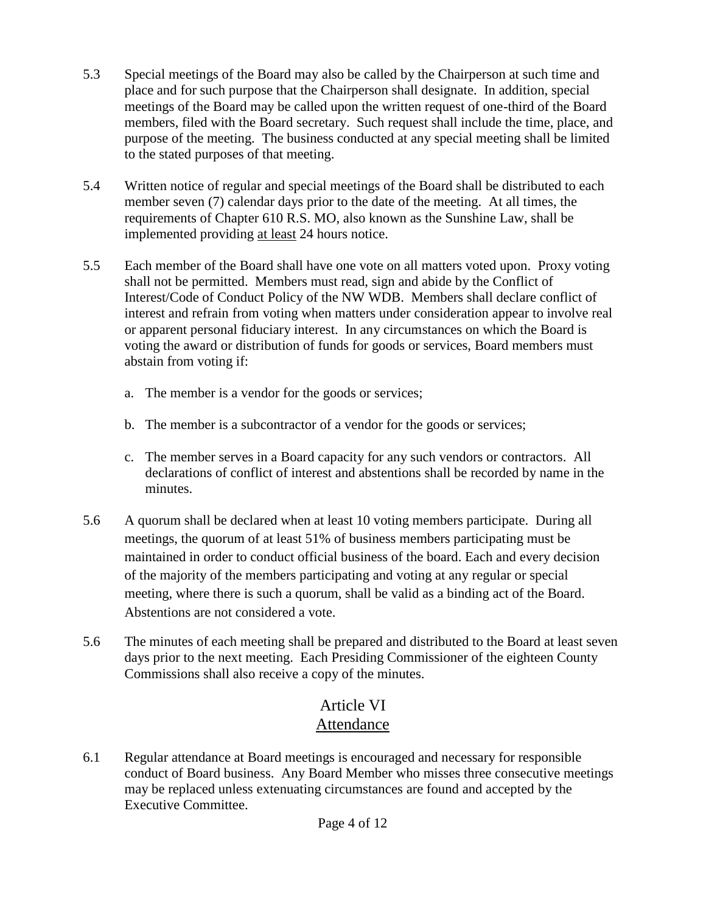5.3 Special meetings of the Board may also be called by the Chairperson at such time and place and for such purpose that the Chairperson shall designate. In addition, special meetings of the Board may be called upon the written request of one-third of the Board members, filed with the Board secretary. Such request shall include the time, place, and purpose of the meeting. The business conducted at any special meeting shall be limited to the stated purposes of that meeting.

5.4 Written notice of regular and special meetings of the Board shall be distributed to each member seven (7) calendar days prior to the date of the meeting. At all times, the requirements of Chapter 610 R.S. MO, also known as the Sunshine Law, shall be implemented providing <u>at least</u> 24 hours notice.

5.5 Each member of the Board shall have one vote on all matters voted upon. Proxy voting shall not be permitted. Members must read, sign and abide by the Conflict of Interest/Code of Conduct Policy of the NW WDB. Members shall declare conflict of interest and refrain from voting when matters under consideration appear to involve real or apparent personal fiduciary interest. In any circumstances on which the Board is voting the award or distribution of funds for goods or services, Board members must abstain from voting if:

a. The member is a vendor for the goods or services;

b. The member is a subcontractor of a vendor for the goods or services;

c. The member serves in a Board capacity for any such vendors or contractors. All declarations of conflict of interest and abstentions shall be recorded by name in the minutes.

5.6 A quorum shall be declared when at least 10 voting members participate. During all meetings, the quorum of at least 51% of business members participating must be maintained in order to conduct official business of the board. Each and every decision of the majority of the members participating and voting at any regular or special meeting, where there is such a quorum, shall be valid as a binding act of the Board. Abstentions are not considered a vote.

5.6 The minutes of each meeting shall be prepared and distributed to the Board at least seven days prior to the next meeting. Each Presiding Commissioner of the eighteen County Commissions shall also receive a copy of the minutes.

## Article VI
## Attendance

6.1 Regular attendance at Board meetings is encouraged and necessary for responsible conduct of Board business. Any Board Member who misses three consecutive meetings may be replaced unless extenuating circumstances are found and accepted by the Executive Committee.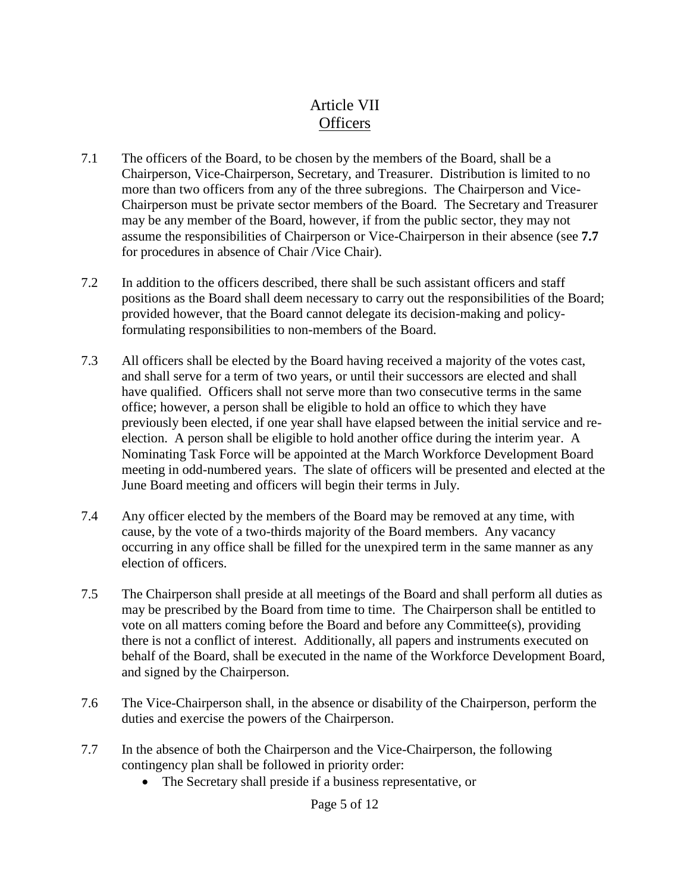# Article VII
## Officers

7.1 The officers of the Board, to be chosen by the members of the Board, shall be a Chairperson, Vice-Chairperson, Secretary, and Treasurer. Distribution is limited to no more than two officers from any of the three subregions. The Chairperson and Vice-Chairperson must be private sector members of the Board. The Secretary and Treasurer may be any member of the Board, however, if from the public sector, they may not assume the responsibilities of Chairperson or Vice-Chairperson in their absence (see **7.7** for procedures in absence of Chair /Vice Chair).

7.2 In addition to the officers described, there shall be such assistant officers and staff positions as the Board shall deem necessary to carry out the responsibilities of the Board; provided however, that the Board cannot delegate its decision-making and policy-formulating responsibilities to non-members of the Board.

7.3 All officers shall be elected by the Board having received a majority of the votes cast, and shall serve for a term of two years, or until their successors are elected and shall have qualified. Officers shall not serve more than two consecutive terms in the same office; however, a person shall be eligible to hold an office to which they have previously been elected, if one year shall have elapsed between the initial service and re-election. A person shall be eligible to hold another office during the interim year. A Nominating Task Force will be appointed at the March Workforce Development Board meeting in odd-numbered years. The slate of officers will be presented and elected at the June Board meeting and officers will begin their terms in July.

7.4 Any officer elected by the members of the Board may be removed at any time, with cause, by the vote of a two-thirds majority of the Board members. Any vacancy occurring in any office shall be filled for the unexpired term in the same manner as any election of officers.

7.5 The Chairperson shall preside at all meetings of the Board and shall perform all duties as may be prescribed by the Board from time to time. The Chairperson shall be entitled to vote on all matters coming before the Board and before any Committee(s), providing there is not a conflict of interest. Additionally, all papers and instruments executed on behalf of the Board, shall be executed in the name of the Workforce Development Board, and signed by the Chairperson.

7.6 The Vice-Chairperson shall, in the absence or disability of the Chairperson, perform the duties and exercise the powers of the Chairperson.

7.7 In the absence of both the Chairperson and the Vice-Chairperson, the following contingency plan shall be followed in priority order:

- The Secretary shall preside if a business representative, or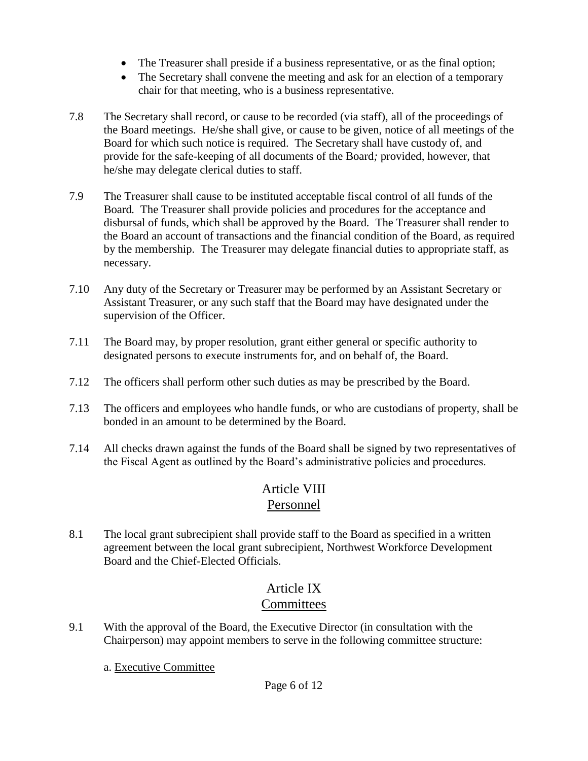- The Treasurer shall preside if a business representative, or as the final option;
- The Secretary shall convene the meeting and ask for an election of a temporary chair for that meeting, who is a business representative.

7.8 The Secretary shall record, or cause to be recorded (via staff), all of the proceedings of the Board meetings. He/she shall give, or cause to be given, notice of all meetings of the Board for which such notice is required. The Secretary shall have custody of, and provide for the safe-keeping of all documents of the Board*;* provided, however, that he/she may delegate clerical duties to staff.

7.9 The Treasurer shall cause to be instituted acceptable fiscal control of all funds of the Board. The Treasurer shall provide policies and procedures for the acceptance and disbursal of funds, which shall be approved by the Board. The Treasurer shall render to the Board an account of transactions and the financial condition of the Board, as required by the membership. The Treasurer may delegate financial duties to appropriate staff, as necessary.

7.10 Any duty of the Secretary or Treasurer may be performed by an Assistant Secretary or Assistant Treasurer, or any such staff that the Board may have designated under the supervision of the Officer.

7.11 The Board may, by proper resolution, grant either general or specific authority to designated persons to execute instruments for, and on behalf of, the Board.

7.12 The officers shall perform other such duties as may be prescribed by the Board.

7.13 The officers and employees who handle funds, or who are custodians of property, shall be bonded in an amount to be determined by the Board.

7.14 All checks drawn against the funds of the Board shall be signed by two representatives of the Fiscal Agent as outlined by the Board's administrative policies and procedures.

## Article VIII
## Personnel

8.1 The local grant subrecipient shall provide staff to the Board as specified in a written agreement between the local grant subrecipient, Northwest Workforce Development Board and the Chief-Elected Officials.

## Article IX
## Committees

9.1 With the approval of the Board, the Executive Director (in consultation with the Chairperson) may appoint members to serve in the following committee structure:

a. Executive Committee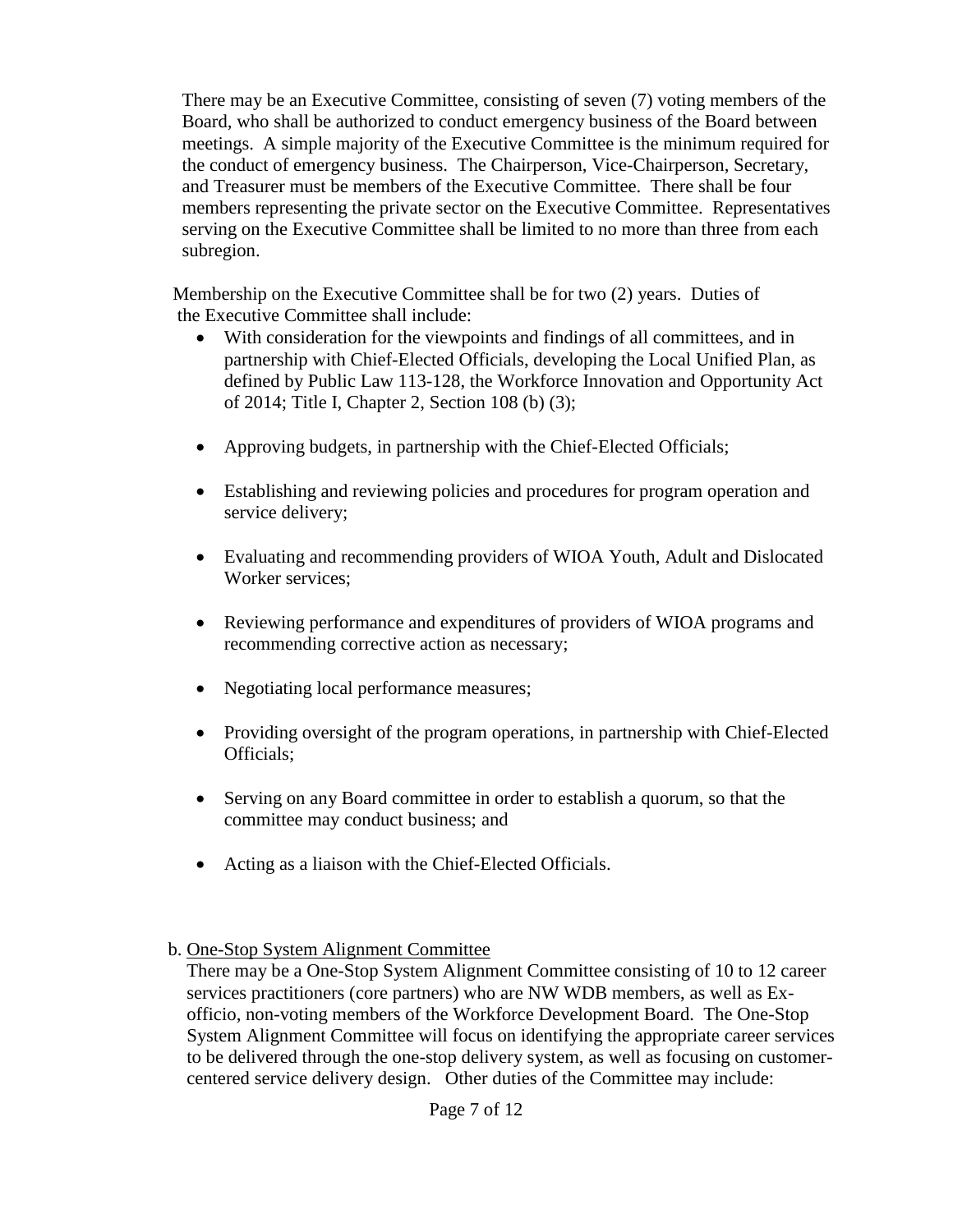There may be an Executive Committee, consisting of seven (7) voting members of the Board, who shall be authorized to conduct emergency business of the Board between meetings. A simple majority of the Executive Committee is the minimum required for the conduct of emergency business. The Chairperson, Vice-Chairperson, Secretary, and Treasurer must be members of the Executive Committee. There shall be four members representing the private sector on the Executive Committee. Representatives serving on the Executive Committee shall be limited to no more than three from each subregion.

Membership on the Executive Committee shall be for two (2) years. Duties of the Executive Committee shall include:

- With consideration for the viewpoints and findings of all committees, and in partnership with Chief-Elected Officials, developing the Local Unified Plan, as defined by Public Law 113-128, the Workforce Innovation and Opportunity Act of 2014; Title I, Chapter 2, Section 108 (b) (3);
- Approving budgets, in partnership with the Chief-Elected Officials;
- Establishing and reviewing policies and procedures for program operation and service delivery;
- Evaluating and recommending providers of WIOA Youth, Adult and Dislocated Worker services;
- Reviewing performance and expenditures of providers of WIOA programs and recommending corrective action as necessary;
- Negotiating local performance measures;
- Providing oversight of the program operations, in partnership with Chief-Elected Officials;
- Serving on any Board committee in order to establish a quorum, so that the committee may conduct business; and
- Acting as a liaison with the Chief-Elected Officials.

b. One-Stop System Alignment Committee

There may be a One-Stop System Alignment Committee consisting of 10 to 12 career services practitioners (core partners) who are NW WDB members, as well as Ex-officio, non-voting members of the Workforce Development Board. The One-Stop System Alignment Committee will focus on identifying the appropriate career services to be delivered through the one-stop delivery system, as well as focusing on customer-centered service delivery design. Other duties of the Committee may include: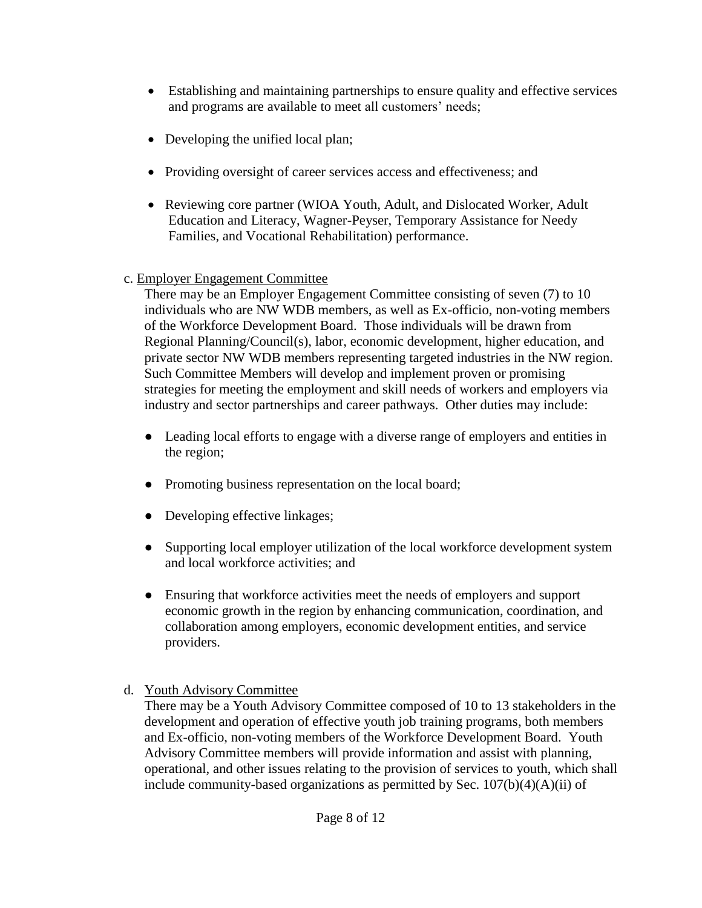- Establishing and maintaining partnerships to ensure quality and effective services and programs are available to meet all customers' needs;
- Developing the unified local plan;
- Providing oversight of career services access and effectiveness; and
- Reviewing core partner (WIOA Youth, Adult, and Dislocated Worker, Adult Education and Literacy, Wagner-Peyser, Temporary Assistance for Needy Families, and Vocational Rehabilitation) performance.

c. <u>Employer Engagement Committee</u>

There may be an Employer Engagement Committee consisting of seven (7) to 10 individuals who are NW WDB members, as well as Ex-officio, non-voting members of the Workforce Development Board. Those individuals will be drawn from Regional Planning/Council(s), labor, economic development, higher education, and private sector NW WDB members representing targeted industries in the NW region. Such Committee Members will develop and implement proven or promising strategies for meeting the employment and skill needs of workers and employers via industry and sector partnerships and career pathways. Other duties may include:

- Leading local efforts to engage with a diverse range of employers and entities in the region;
- Promoting business representation on the local board;
- Developing effective linkages;
- Supporting local employer utilization of the local workforce development system and local workforce activities; and
- Ensuring that workforce activities meet the needs of employers and support economic growth in the region by enhancing communication, coordination, and collaboration among employers, economic development entities, and service providers.

d. <u>Youth Advisory Committee</u>

There may be a Youth Advisory Committee composed of 10 to 13 stakeholders in the development and operation of effective youth job training programs, both members and Ex-officio, non-voting members of the Workforce Development Board. Youth Advisory Committee members will provide information and assist with planning, operational, and other issues relating to the provision of services to youth, which shall include community-based organizations as permitted by Sec. 107(b)(4)(A)(ii) of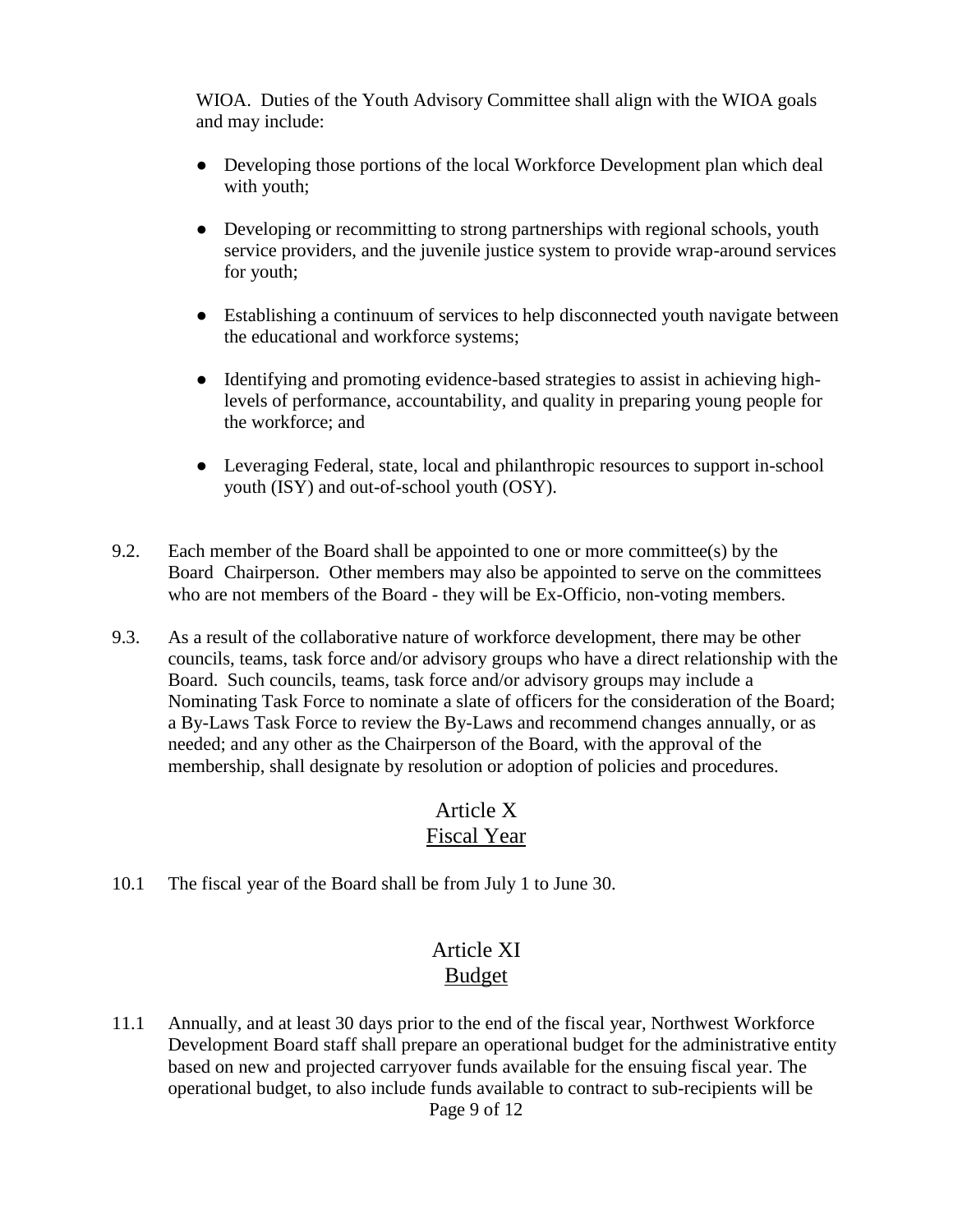WIOA. Duties of the Youth Advisory Committee shall align with the WIOA goals and may include:

- Developing those portions of the local Workforce Development plan which deal with youth;
- Developing or recommitting to strong partnerships with regional schools, youth service providers, and the juvenile justice system to provide wrap-around services for youth;
- Establishing a continuum of services to help disconnected youth navigate between the educational and workforce systems;
- Identifying and promoting evidence-based strategies to assist in achieving high-levels of performance, accountability, and quality in preparing young people for the workforce; and
- Leveraging Federal, state, local and philanthropic resources to support in-school youth (ISY) and out-of-school youth (OSY).

9.2. Each member of the Board shall be appointed to one or more committee(s) by the Board Chairperson. Other members may also be appointed to serve on the committees who are not members of the Board - they will be Ex-Officio, non-voting members.

9.3. As a result of the collaborative nature of workforce development, there may be other councils, teams, task force and/or advisory groups who have a direct relationship with the Board. Such councils, teams, task force and/or advisory groups may include a Nominating Task Force to nominate a slate of officers for the consideration of the Board; a By-Laws Task Force to review the By-Laws and recommend changes annually, or as needed; and any other as the Chairperson of the Board, with the approval of the membership, shall designate by resolution or adoption of policies and procedures.

## Article X
## Fiscal Year

10.1 The fiscal year of the Board shall be from July 1 to June 30.

## Article XI
## Budget

11.1 Annually, and at least 30 days prior to the end of the fiscal year, Northwest Workforce Development Board staff shall prepare an operational budget for the administrative entity based on new and projected carryover funds available for the ensuing fiscal year. The operational budget, to also include funds available to contract to sub-recipients will be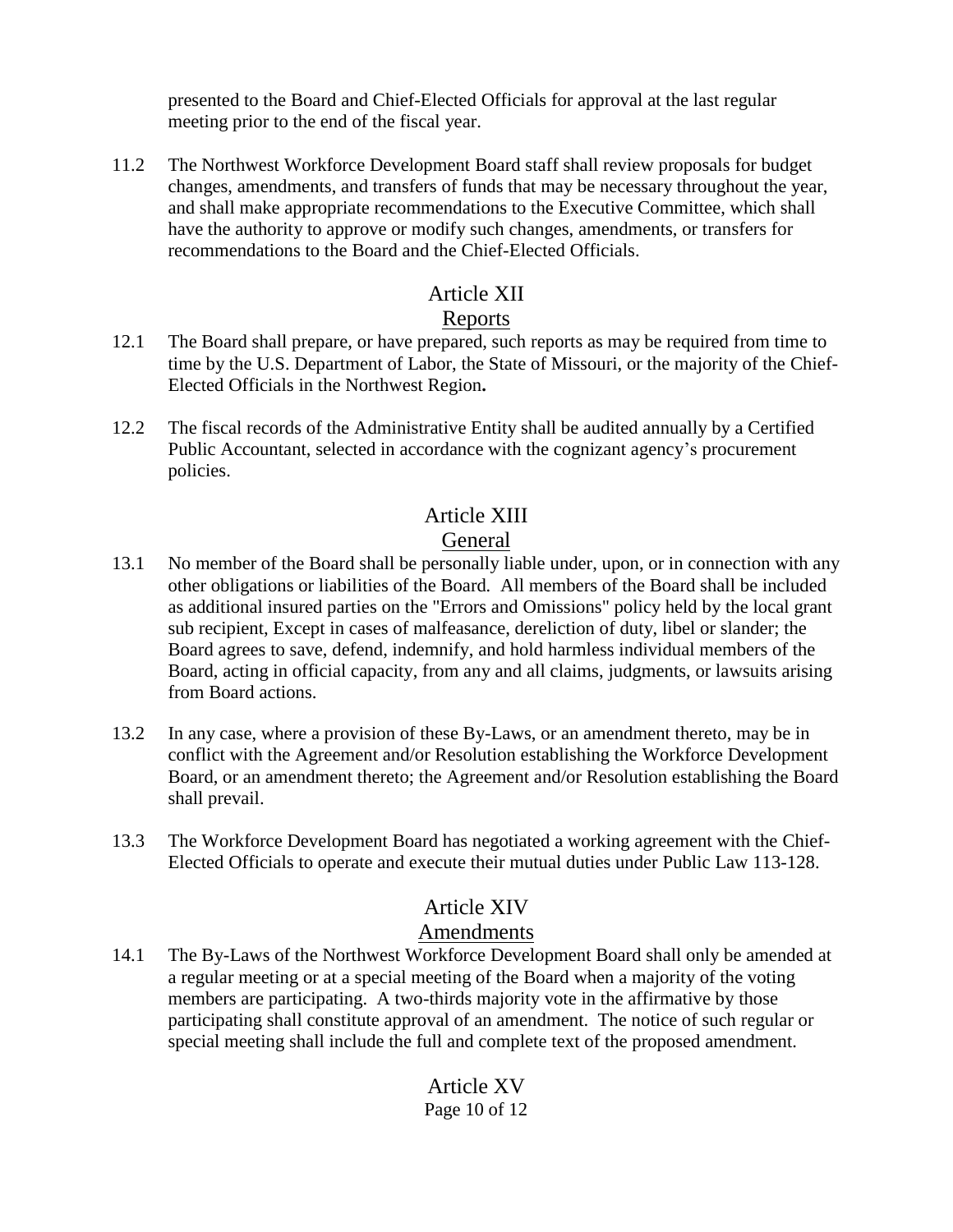presented to the Board and Chief-Elected Officials for approval at the last regular meeting prior to the end of the fiscal year.

11.2 The Northwest Workforce Development Board staff shall review proposals for budget changes, amendments, and transfers of funds that may be necessary throughout the year, and shall make appropriate recommendations to the Executive Committee, which shall have the authority to approve or modify such changes, amendments, or transfers for recommendations to the Board and the Chief-Elected Officials.

## Article XII
## Reports

12.1 The Board shall prepare, or have prepared, such reports as may be required from time to time by the U.S. Department of Labor, the State of Missouri, or the majority of the Chief-Elected Officials in the Northwest Region**.**

12.2 The fiscal records of the Administrative Entity shall be audited annually by a Certified Public Accountant, selected in accordance with the cognizant agency's procurement policies.

## Article XIII
## General

13.1 No member of the Board shall be personally liable under, upon, or in connection with any other obligations or liabilities of the Board. All members of the Board shall be included as additional insured parties on the "Errors and Omissions" policy held by the local grant sub recipient, Except in cases of malfeasance, dereliction of duty, libel or slander; the Board agrees to save, defend, indemnify, and hold harmless individual members of the Board, acting in official capacity, from any and all claims, judgments, or lawsuits arising from Board actions.

13.2 In any case, where a provision of these By-Laws, or an amendment thereto, may be in conflict with the Agreement and/or Resolution establishing the Workforce Development Board, or an amendment thereto; the Agreement and/or Resolution establishing the Board shall prevail.

13.3 The Workforce Development Board has negotiated a working agreement with the Chief-Elected Officials to operate and execute their mutual duties under Public Law 113-128.

## Article XIV
## Amendments

14.1 The By-Laws of the Northwest Workforce Development Board shall only be amended at a regular meeting or at a special meeting of the Board when a majority of the voting members are participating. A two-thirds majority vote in the affirmative by those participating shall constitute approval of an amendment. The notice of such regular or special meeting shall include the full and complete text of the proposed amendment.

## Article XV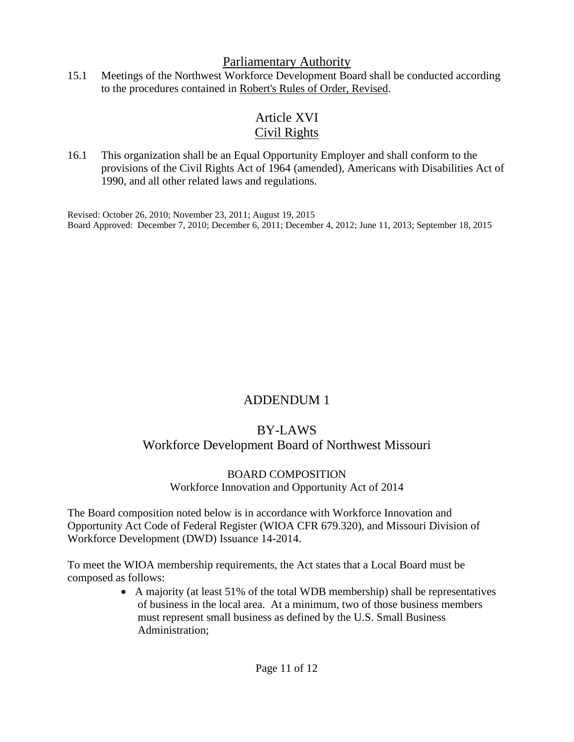## Parliamentary Authority

15.1 Meetings of the Northwest Workforce Development Board shall be conducted according to the procedures contained in Robert's Rules of Order, Revised.

## Article XVI
## Civil Rights

16.1 This organization shall be an Equal Opportunity Employer and shall conform to the provisions of the Civil Rights Act of 1964 (amended), Americans with Disabilities Act of 1990, and all other related laws and regulations.

Revised: October 26, 2010; November 23, 2011; August 19, 2015
Board Approved: December 7, 2010; December 6, 2011; December 4, 2012; June 11, 2013; September 18, 2015

# ADDENDUM 1

## BY-LAWS
## Workforce Development Board of Northwest Missouri

### BOARD COMPOSITION
Workforce Innovation and Opportunity Act of 2014

The Board composition noted below is in accordance with Workforce Innovation and Opportunity Act Code of Federal Register (WIOA CFR 679.320), and Missouri Division of Workforce Development (DWD) Issuance 14-2014.

To meet the WIOA membership requirements, the Act states that a Local Board must be composed as follows:

- A majority (at least 51% of the total WDB membership) shall be representatives of business in the local area. At a minimum, two of those business members must represent small business as defined by the U.S. Small Business Administration;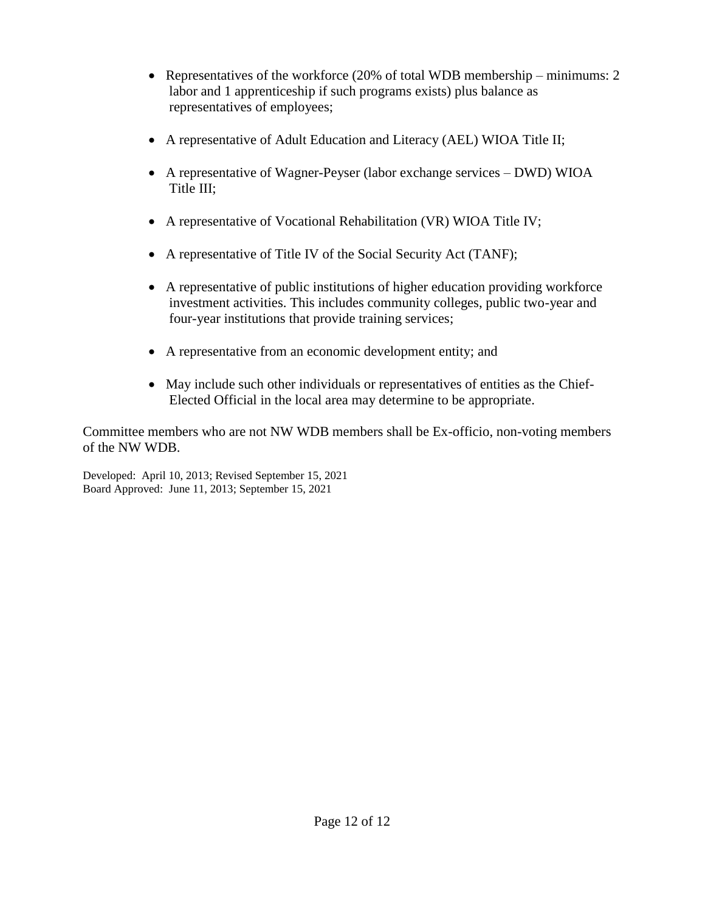- Representatives of the workforce (20% of total WDB membership – minimums: 2 labor and 1 apprenticeship if such programs exists) plus balance as representatives of employees;

- A representative of Adult Education and Literacy (AEL) WIOA Title II;

- A representative of Wagner-Peyser (labor exchange services – DWD) WIOA Title III;

- A representative of Vocational Rehabilitation (VR) WIOA Title IV;

- A representative of Title IV of the Social Security Act (TANF);

- A representative of public institutions of higher education providing workforce investment activities. This includes community colleges, public two-year and four-year institutions that provide training services;

- A representative from an economic development entity; and

- May include such other individuals or representatives of entities as the Chief-Elected Official in the local area may determine to be appropriate.

Committee members who are not NW WDB members shall be Ex-officio, non-voting members of the NW WDB.

Developed: April 10, 2013; Revised September 15, 2021
Board Approved: June 11, 2013; September 15, 2021